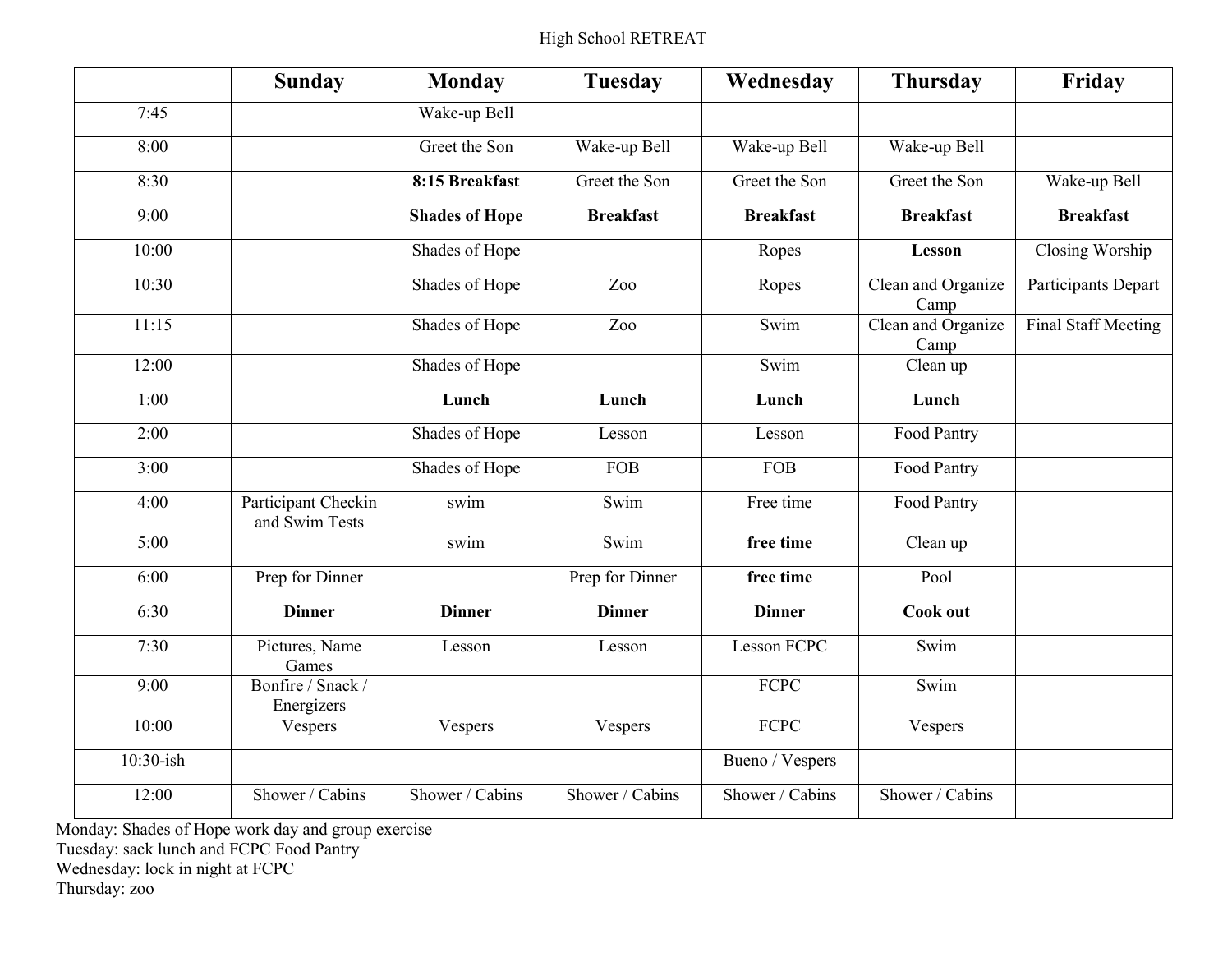High School RETREAT

| | **Sunday** | **Monday** | **Tuesday** | **Wednesday** | **Thursday** | **Friday** |
|---|---|---|---|---|---|---|
| 7:45 | | Wake-up Bell | | | | |
| 8:00 | | Greet the Son | Wake-up Bell | Wake-up Bell | Wake-up Bell | |
| 8:30 | | **8:15 Breakfast** | Greet the Son | Greet the Son | Greet the Son | Wake-up Bell |
| 9:00 | | **Shades of Hope** | **Breakfast** | **Breakfast** | **Breakfast** | **Breakfast** |
| 10:00 | | Shades of Hope | | Ropes | **Lesson** | Closing Worship |
| 10:30 | | Shades of Hope | Zoo | Ropes | Clean and Organize Camp | Participants Depart |
| 11:15 | | Shades of Hope | Zoo | Swim | Clean and Organize Camp | Final Staff Meeting |
| 12:00 | | Shades of Hope | | Swim | Clean up | |
| 1:00 | | **Lunch** | **Lunch** | **Lunch** | **Lunch** | |
| 2:00 | | Shades of Hope | Lesson | Lesson | Food Pantry | |
| 3:00 | | Shades of Hope | FOB | FOB | Food Pantry | |
| 4:00 | Participant Checkin and Swim Tests | swim | Swim | Free time | Food Pantry | |
| 5:00 | | swim | Swim | **free time** | Clean up | |
| 6:00 | Prep for Dinner | | Prep for Dinner | **free time** | Pool | |
| 6:30 | **Dinner** | **Dinner** | **Dinner** | **Dinner** | **Cook out** | |
| 7:30 | Pictures, Name Games | Lesson | Lesson | Lesson FCPC | Swim | |
| 9:00 | Bonfire / Snack / Energizers | | | FCPC | Swim | |
| 10:00 | Vespers | Vespers | Vespers | FCPC | Vespers | |
| 10:30-ish | | | | Bueno / Vespers | | |
| 12:00 | Shower / Cabins | Shower / Cabins | Shower / Cabins | Shower / Cabins | Shower / Cabins | |

Monday: Shades of Hope work day and group exercise
Tuesday: sack lunch and FCPC Food Pantry
Wednesday: lock in night at FCPC
Thursday: zoo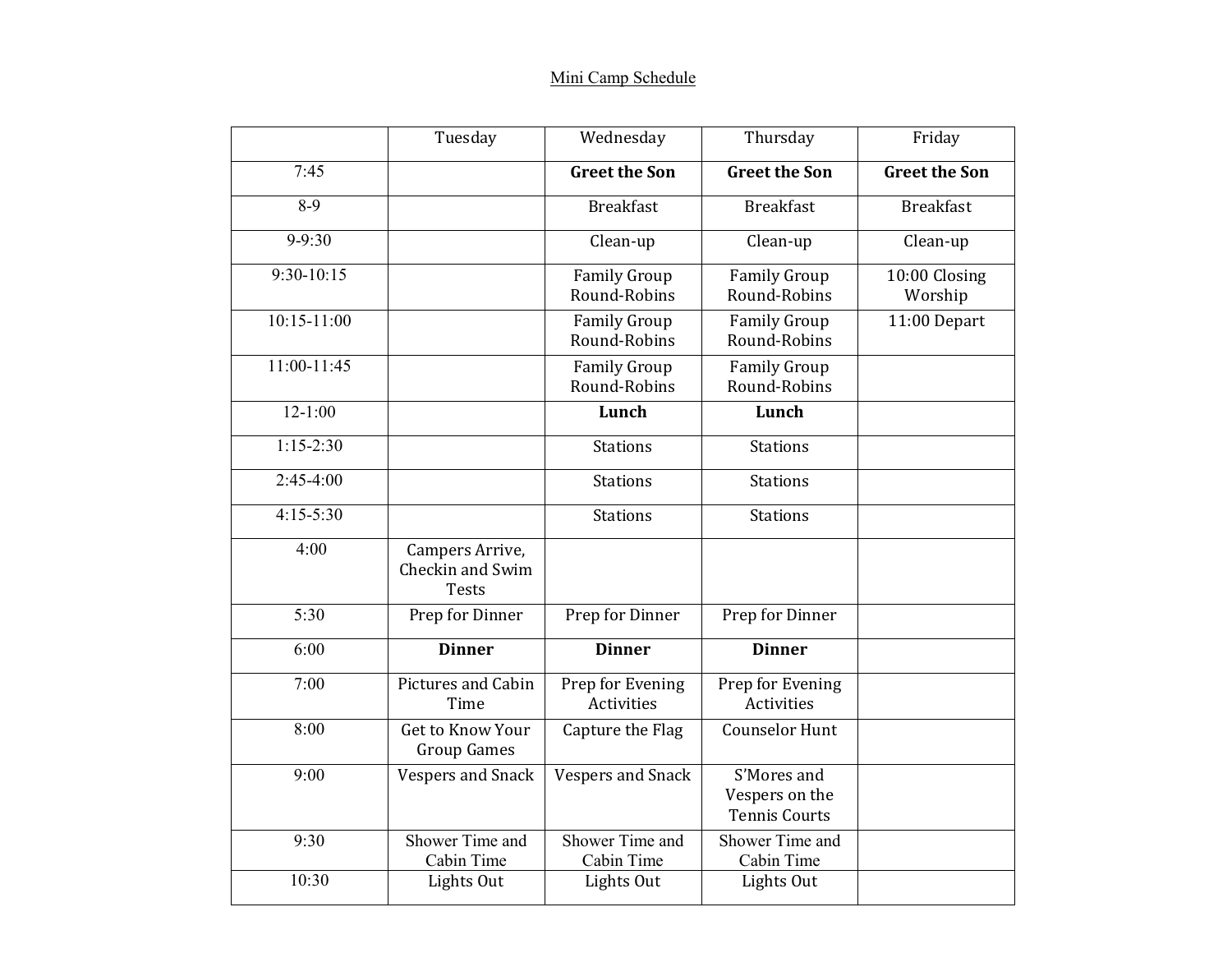Mini Camp Schedule

| | Tuesday | Wednesday | Thursday | Friday |
|---|---|---|---|---|
| 7:45 | | **Greet the Son** | **Greet the Son** | **Greet the Son** |
| 8-9 | | Breakfast | Breakfast | Breakfast |
| 9-9:30 | | Clean-up | Clean-up | Clean-up |
| 9:30-10:15 | | Family Group Round-Robins | Family Group Round-Robins | 10:00 Closing Worship |
| 10:15-11:00 | | Family Group Round-Robins | Family Group Round-Robins | 11:00 Depart |
| 11:00-11:45 | | Family Group Round-Robins | Family Group Round-Robins | |
| 12-1:00 | | **Lunch** | **Lunch** | |
| 1:15-2:30 | | Stations | Stations | |
| 2:45-4:00 | | Stations | Stations | |
| 4:15-5:30 | | Stations | Stations | |
| 4:00 | Campers Arrive, Checkin and Swim Tests | | | |
| 5:30 | Prep for Dinner | Prep for Dinner | Prep for Dinner | |
| 6:00 | **Dinner** | **Dinner** | **Dinner** | |
| 7:00 | Pictures and Cabin Time | Prep for Evening Activities | Prep for Evening Activities | |
| 8:00 | Get to Know Your Group Games | Capture the Flag | Counselor Hunt | |
| 9:00 | Vespers and Snack | Vespers and Snack | S'Mores and Vespers on the Tennis Courts | |
| 9:30 | Shower Time and Cabin Time | Shower Time and Cabin Time | Shower Time and Cabin Time | |
| 10:30 | Lights Out | Lights Out | Lights Out | |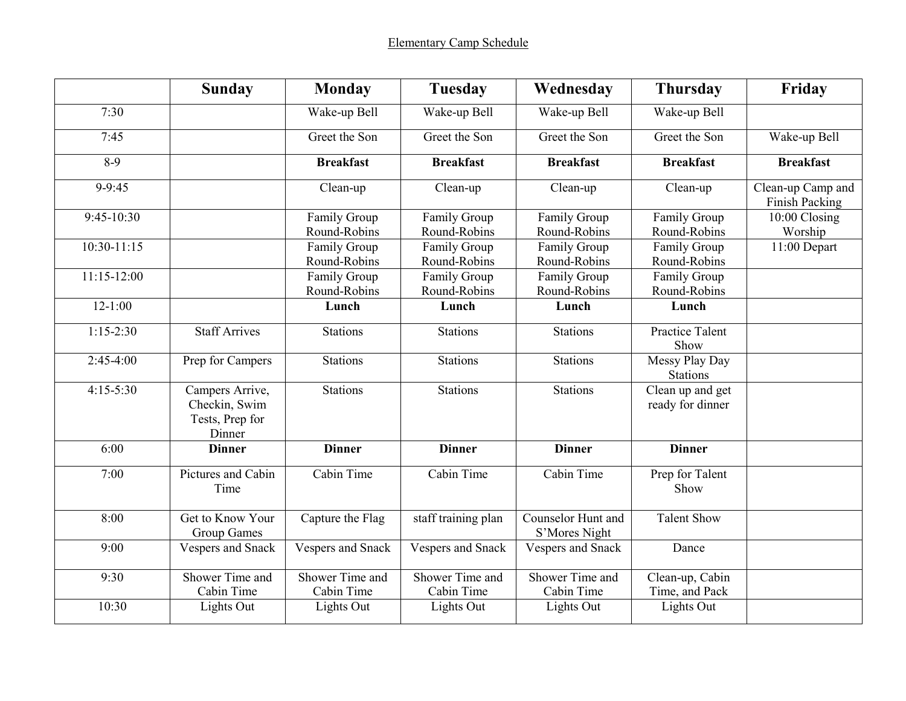Elementary Camp Schedule

| | Sunday | Monday | Tuesday | Wednesday | Thursday | Friday |
|---|---|---|---|---|---|---|
| 7:30 | | Wake-up Bell | Wake-up Bell | Wake-up Bell | Wake-up Bell | |
| 7:45 | | Greet the Son | Greet the Son | Greet the Son | Greet the Son | Wake-up Bell |
| 8-9 | | **Breakfast** | **Breakfast** | **Breakfast** | **Breakfast** | **Breakfast** |
| 9-9:45 | | Clean-up | Clean-up | Clean-up | Clean-up | Clean-up Camp and Finish Packing |
| 9:45-10:30 | | Family Group Round-Robins | Family Group Round-Robins | Family Group Round-Robins | Family Group Round-Robins | 10:00 Closing Worship |
| 10:30-11:15 | | Family Group Round-Robins | Family Group Round-Robins | Family Group Round-Robins | Family Group Round-Robins | 11:00 Depart |
| 11:15-12:00 | | Family Group Round-Robins | Family Group Round-Robins | Family Group Round-Robins | Family Group Round-Robins | |
| 12-1:00 | | **Lunch** | **Lunch** | **Lunch** | **Lunch** | |
| 1:15-2:30 | Staff Arrives | Stations | Stations | Stations | Practice Talent Show | |
| 2:45-4:00 | Prep for Campers | Stations | Stations | Stations | Messy Play Day Stations | |
| 4:15-5:30 | Campers Arrive, Checkin, Swim Tests, Prep for Dinner | Stations | Stations | Stations | Clean up and get ready for dinner | |
| 6:00 | **Dinner** | **Dinner** | **Dinner** | **Dinner** | **Dinner** | |
| 7:00 | Pictures and Cabin Time | Cabin Time | Cabin Time | Cabin Time | Prep for Talent Show | |
| 8:00 | Get to Know Your Group Games | Capture the Flag | staff training plan | Counselor Hunt and S'Mores Night | Talent Show | |
| 9:00 | Vespers and Snack | Vespers and Snack | Vespers and Snack | Vespers and Snack | Dance | |
| 9:30 | Shower Time and Cabin Time | Shower Time and Cabin Time | Shower Time and Cabin Time | Shower Time and Cabin Time | Clean-up, Cabin Time, and Pack | |
| 10:30 | Lights Out | Lights Out | Lights Out | Lights Out | Lights Out | |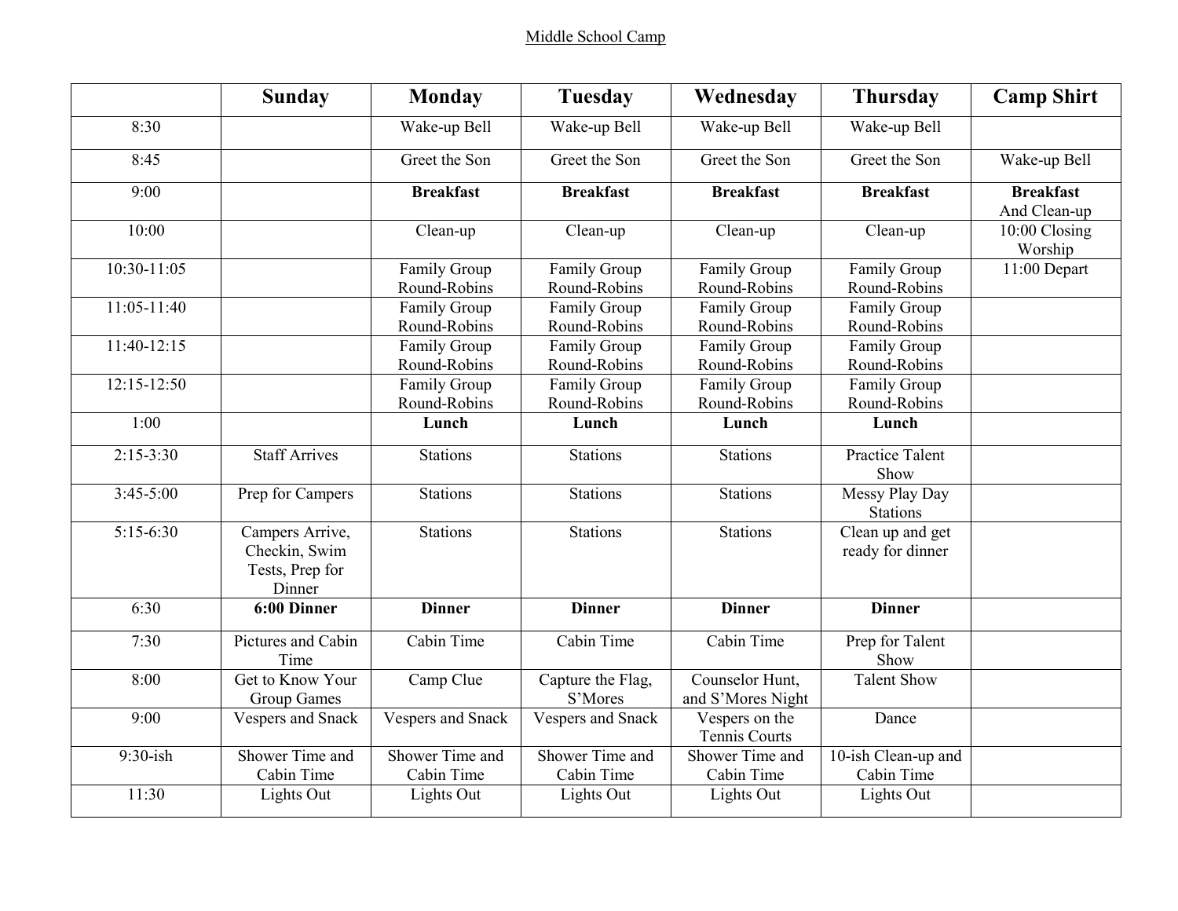Middle School Camp

| | Sunday | Monday | Tuesday | Wednesday | Thursday | Camp Shirt |
|---|---|---|---|---|---|---|
| 8:30 | | Wake-up Bell | Wake-up Bell | Wake-up Bell | Wake-up Bell | |
| 8:45 | | Greet the Son | Greet the Son | Greet the Son | Greet the Son | Wake-up Bell |
| 9:00 | | **Breakfast** | **Breakfast** | **Breakfast** | **Breakfast** | **Breakfast** And Clean-up |
| 10:00 | | Clean-up | Clean-up | Clean-up | Clean-up | 10:00 Closing Worship |
| 10:30-11:05 | | Family Group Round-Robins | Family Group Round-Robins | Family Group Round-Robins | Family Group Round-Robins | 11:00 Depart |
| 11:05-11:40 | | Family Group Round-Robins | Family Group Round-Robins | Family Group Round-Robins | Family Group Round-Robins | |
| 11:40-12:15 | | Family Group Round-Robins | Family Group Round-Robins | Family Group Round-Robins | Family Group Round-Robins | |
| 12:15-12:50 | | Family Group Round-Robins | Family Group Round-Robins | Family Group Round-Robins | Family Group Round-Robins | |
| 1:00 | | **Lunch** | **Lunch** | **Lunch** | **Lunch** | |
| 2:15-3:30 | Staff Arrives | Stations | Stations | Stations | Practice Talent Show | |
| 3:45-5:00 | Prep for Campers | Stations | Stations | Stations | Messy Play Day Stations | |
| 5:15-6:30 | Campers Arrive, Checkin, Swim Tests, Prep for Dinner | Stations | Stations | Stations | Clean up and get ready for dinner | |
| 6:30 | **6:00 Dinner** | **Dinner** | **Dinner** | **Dinner** | **Dinner** | |
| 7:30 | Pictures and Cabin Time | Cabin Time | Cabin Time | Cabin Time | Prep for Talent Show | |
| 8:00 | Get to Know Your Group Games | Camp Clue | Capture the Flag, S'Mores | Counselor Hunt, and S'Mores Night | Talent Show | |
| 9:00 | Vespers and Snack | Vespers and Snack | Vespers and Snack | Vespers on the Tennis Courts | Dance | |
| 9:30-ish | Shower Time and Cabin Time | Shower Time and Cabin Time | Shower Time and Cabin Time | Shower Time and Cabin Time | 10-ish Clean-up and Cabin Time | |
| 11:30 | Lights Out | Lights Out | Lights Out | Lights Out | Lights Out | |